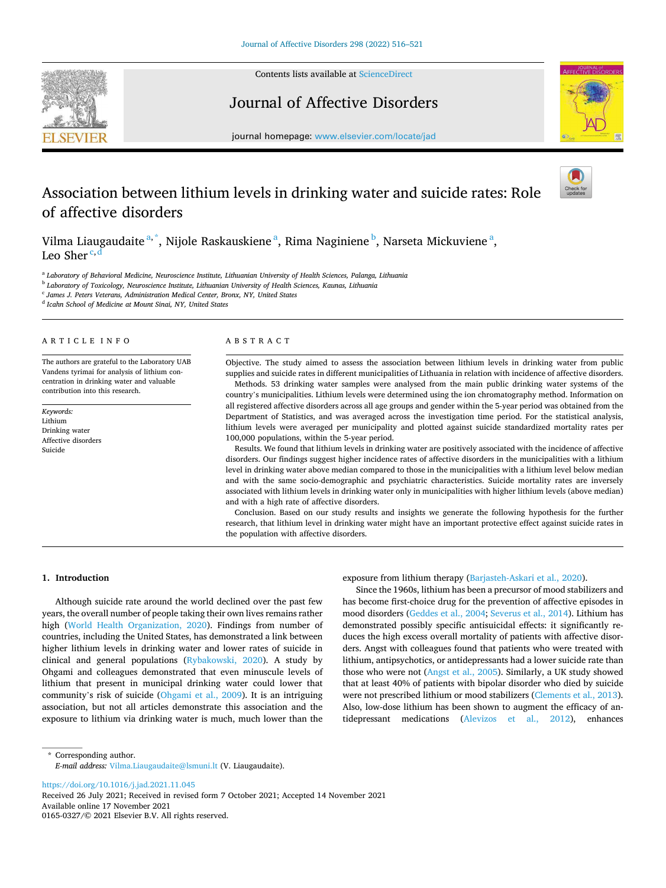Contents lists available at ScienceDirect

# Journal of Affective Disorders

journal homepage: www.elsevier.com/locate/jad

# Association between lithium levels in drinking water and suicide rates: Role of affective disorders

Vilma Liaugaudaite[a,*], Nijole Raskauskiene[a], Rima Naginiene[b], Narseta Mickuviene[a], Leo Sher[c,d]

[a] Laboratory of Behavioral Medicine, Neuroscience Institute, Lithuanian University of Health Sciences, Palanga, Lithuania
[b] Laboratory of Toxicology, Neuroscience Institute, Lithuanian University of Health Sciences, Kaunas, Lithuania
[c] James J. Peters Veterans, Administration Medical Center, Bronx, NY, United States
[d] Icahn School of Medicine at Mount Sinai, NY, United States

## ARTICLE INFO

The authors are grateful to the Laboratory UAB Vandens tyrimai for analysis of lithium concentration in drinking water and valuable contribution into this research.

*Keywords:*
Lithium
Drinking water
Affective disorders
Suicide

## ABSTRACT

Objective. The study aimed to assess the association between lithium levels in drinking water from public supplies and suicide rates in different municipalities of Lithuania in relation with incidence of affective disorders.

Methods. 53 drinking water samples were analysed from the main public drinking water systems of the country's municipalities. Lithium levels were determined using the ion chromatography method. Information on all registered affective disorders across all age groups and gender within the 5-year period was obtained from the Department of Statistics, and was averaged across the investigation time period. For the statistical analysis, lithium levels were averaged per municipality and plotted against suicide standardized mortality rates per 100,000 populations, within the 5-year period.

Results. We found that lithium levels in drinking water are positively associated with the incidence of affective disorders. Our findings suggest higher incidence rates of affective disorders in the municipalities with a lithium level in drinking water above median compared to those in the municipalities with a lithium level below median and with the same socio-demographic and psychiatric characteristics. Suicide mortality rates are inversely associated with lithium levels in drinking water only in municipalities with higher lithium levels (above median) and with a high rate of affective disorders.

Conclusion. Based on our study results and insights we generate the following hypothesis for the further research, that lithium level in drinking water might have an important protective effect against suicide rates in the population with affective disorders.

## 1. Introduction

Although suicide rate around the world declined over the past few years, the overall number of people taking their own lives remains rather high (World Health Organization, 2020). Findings from number of countries, including the United States, has demonstrated a link between higher lithium levels in drinking water and lower rates of suicide in clinical and general populations (Rybakowski, 2020). A study by Ohgami and colleagues demonstrated that even minuscule levels of lithium that present in municipal drinking water could lower that community's risk of suicide (Ohgami et al., 2009). It is an intriguing association, but not all articles demonstrate this association and the exposure to lithium via drinking water is much, much lower than the exposure from lithium therapy (Barjasteh-Askari et al., 2020).

Since the 1960s, lithium has been a precursor of mood stabilizers and has become first-choice drug for the prevention of affective episodes in mood disorders (Geddes et al., 2004; Severus et al., 2014). Lithium has demonstrated possibly specific antisuicidal effects: it significantly reduces the high excess overall mortality of patients with affective disorders. Angst with colleagues found that patients who were treated with lithium, antipsychotics, or antidepressants had a lower suicide rate than those who were not (Angst et al., 2005). Similarly, a UK study showed that at least 40% of patients with bipolar disorder who died by suicide were not prescribed lithium or mood stabilizers (Clements et al., 2013). Also, low-dose lithium has been shown to augment the efficacy of antidepressant medications (Alevizos et al., 2012), enhances

\* Corresponding author.
*E-mail address:* Vilma.Liaugaudaite@lsmuni.lt (V. Liaugaudaite).

https://doi.org/10.1016/j.jad.2021.11.045
Received 26 July 2021; Received in revised form 7 October 2021; Accepted 14 November 2021
Available online 17 November 2021
0165-0327/© 2021 Elsevier B.V. All rights reserved.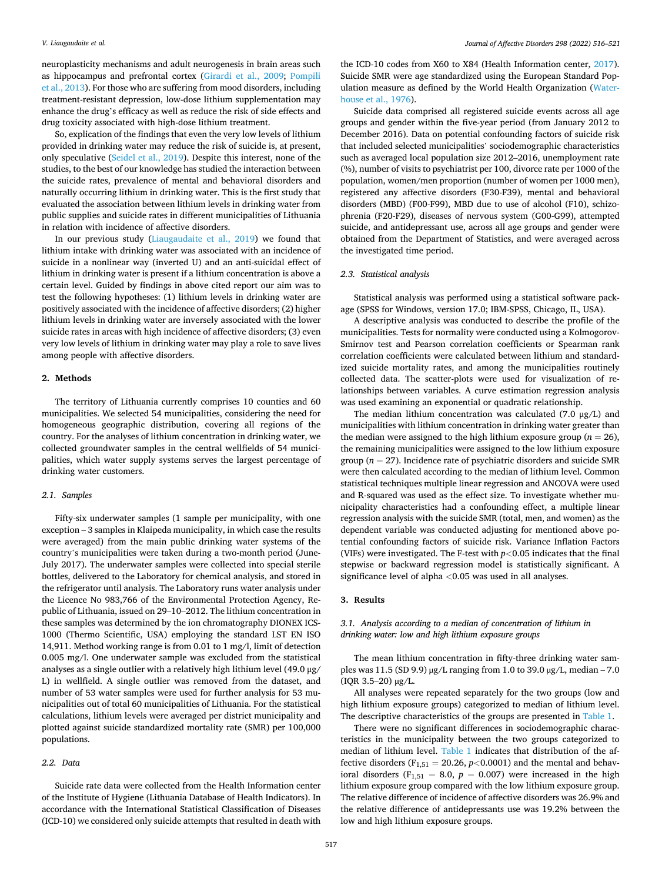neuroplasticity mechanisms and adult neurogenesis in brain areas such as hippocampus and prefrontal cortex (Girardi et al., 2009; Pompili et al., 2013). For those who are suffering from mood disorders, including treatment-resistant depression, low-dose lithium supplementation may enhance the drug's efficacy as well as reduce the risk of side effects and drug toxicity associated with high-dose lithium treatment.

So, explication of the findings that even the very low levels of lithium provided in drinking water may reduce the risk of suicide is, at present, only speculative (Seidel et al., 2019). Despite this interest, none of the studies, to the best of our knowledge has studied the interaction between the suicide rates, prevalence of mental and behavioral disorders and naturally occurring lithium in drinking water. This is the first study that evaluated the association between lithium levels in drinking water from public supplies and suicide rates in different municipalities of Lithuania in relation with incidence of affective disorders.

In our previous study (Liaugaudaite et al., 2019) we found that lithium intake with drinking water was associated with an incidence of suicide in a nonlinear way (inverted U) and an anti-suicidal effect of lithium in drinking water is present if a lithium concentration is above a certain level. Guided by findings in above cited report our aim was to test the following hypotheses: (1) lithium levels in drinking water are positively associated with the incidence of affective disorders; (2) higher lithium levels in drinking water are inversely associated with the lower suicide rates in areas with high incidence of affective disorders; (3) even very low levels of lithium in drinking water may play a role to save lives among people with affective disorders.

## 2. Methods

The territory of Lithuania currently comprises 10 counties and 60 municipalities. We selected 54 municipalities, considering the need for homogeneous geographic distribution, covering all regions of the country. For the analyses of lithium concentration in drinking water, we collected groundwater samples in the central wellfields of 54 municipalities, which water supply systems serves the largest percentage of drinking water customers.

### 2.1. Samples

Fifty-six underwater samples (1 sample per municipality, with one exception – 3 samples in Klaipeda municipality, in which case the results were averaged) from the main public drinking water systems of the country's municipalities were taken during a two-month period (June-July 2017). The underwater samples were collected into special sterile bottles, delivered to the Laboratory for chemical analysis, and stored in the refrigerator until analysis. The Laboratory runs water analysis under the Licence No 983,766 of the Environmental Protection Agency, Republic of Lithuania, issued on 29–10–2012. The lithium concentration in these samples was determined by the ion chromatography DIONEX ICS-1000 (Thermo Scientific, USA) employing the standard LST EN ISO 14,911. Method working range is from 0.01 to 1 mg/l, limit of detection 0.005 mg/l. One underwater sample was excluded from the statistical analyses as a single outlier with a relatively high lithium level (49.0 μg/L) in wellfield. A single outlier was removed from the dataset, and number of 53 water samples were used for further analysis for 53 municipalities out of total 60 municipalities of Lithuania. For the statistical calculations, lithium levels were averaged per district municipality and plotted against suicide standardized mortality rate (SMR) per 100,000 populations.

### 2.2. Data

Suicide rate data were collected from the Health Information center of the Institute of Hygiene (Lithuania Database of Health Indicators). In accordance with the International Statistical Classification of Diseases (ICD-10) we considered only suicide attempts that resulted in death with the ICD-10 codes from X60 to X84 (Health Information center, 2017). Suicide SMR were age standardized using the European Standard Population measure as defined by the World Health Organization (Waterhouse et al., 1976).

Suicide data comprised all registered suicide events across all age groups and gender within the five-year period (from January 2012 to December 2016). Data on potential confounding factors of suicide risk that included selected municipalities' sociodemographic characteristics such as averaged local population size 2012–2016, unemployment rate (%), number of visits to psychiatrist per 100, divorce rate per 1000 of the population, women/men proportion (number of women per 1000 men), registered any affective disorders (F30-F39), mental and behavioral disorders (MBD) (F00-F99), MBD due to use of alcohol (F10), schizophrenia (F20-F29), diseases of nervous system (G00-G99), attempted suicide, and antidepressant use, across all age groups and gender were obtained from the Department of Statistics, and were averaged across the investigated time period.

### 2.3. Statistical analysis

Statistical analysis was performed using a statistical software package (SPSS for Windows, version 17.0; IBM-SPSS, Chicago, IL, USA).

A descriptive analysis was conducted to describe the profile of the municipalities. Tests for normality were conducted using a Kolmogorov-Smirnov test and Pearson correlation coefficients or Spearman rank correlation coefficients were calculated between lithium and standardized suicide mortality rates, and among the municipalities routinely collected data. The scatter-plots were used for visualization of relationships between variables. A curve estimation regression analysis was used examining an exponential or quadratic relationship.

The median lithium concentration was calculated (7.0 μg/L) and municipalities with lithium concentration in drinking water greater than the median were assigned to the high lithium exposure group ($n = 26$), the remaining municipalities were assigned to the low lithium exposure group ($n = 27$). Incidence rate of psychiatric disorders and suicide SMR were then calculated according to the median of lithium level. Common statistical techniques multiple linear regression and ANCOVA were used and R-squared was used as the effect size. To investigate whether municipality characteristics had a confounding effect, a multiple linear regression analysis with the suicide SMR (total, men, and women) as the dependent variable was conducted adjusting for mentioned above potential confounding factors of suicide risk. Variance Inflation Factors (VIFs) were investigated. The F-test with $p<0.05$ indicates that the final stepwise or backward regression model is statistically significant. A significance level of alpha $<0.05$ was used in all analyses.

## 3. Results

### 3.1. Analysis according to a median of concentration of lithium in drinking water: low and high lithium exposure groups

The mean lithium concentration in fifty-three drinking water samples was 11.5 (SD 9.9) μg/L ranging from 1.0 to 39.0 μg/L, median – 7.0 (IQR 3.5–20) μg/L.

All analyses were repeated separately for the two groups (low and high lithium exposure groups) categorized to median of lithium level. The descriptive characteristics of the groups are presented in Table 1.

There were no significant differences in sociodemographic characteristics in the municipality between the two groups categorized to median of lithium level. Table 1 indicates that distribution of the affective disorders ($F_{1,51} = 20.26$, $p<0.0001$) and the mental and behavioral disorders ($F_{1,51} = 8.0$, $p = 0.007$) were increased in the high lithium exposure group compared with the low lithium exposure group. The relative difference of incidence of affective disorders was 26.9% and the relative difference of antidepressants use was 19.2% between the low and high lithium exposure groups.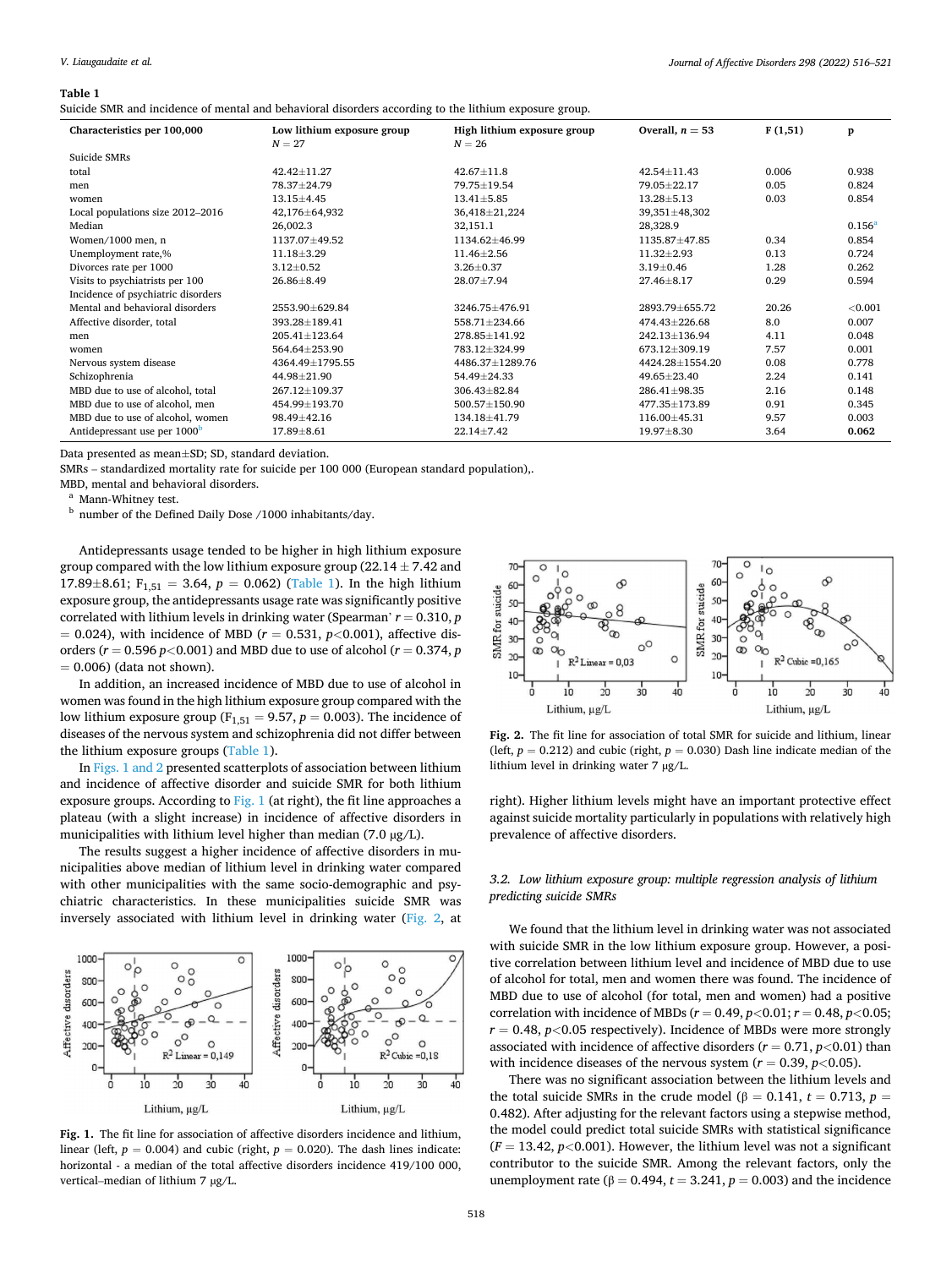**Table 1**
Suicide SMR and incidence of mental and behavioral disorders according to the lithium exposure group.

| Characteristics per 100,000 | Low lithium exposure group N = 27 | High lithium exposure group N = 26 | Overall, n = 53 | F (1,51) | p |
|---|---|---|---|---|---|
| Suicide SMRs | | | | | |
| total | 42.42±11.27 | 42.67±11.8 | 42.54±11.43 | 0.006 | 0.938 |
| men | 78.37±24.79 | 79.75±19.54 | 79.05±22.17 | 0.05 | 0.824 |
| women | 13.15±4.45 | 13.41±5.85 | 13.28±5.13 | 0.03 | 0.854 |
| Local populations size 2012–2016 | 42,176±64,932 | 36,418±21,224 | 39,351±48,302 | | |
| Median | 26,002.3 | 32,151.1 | 28,328.9 | | 0.156[a] |
| Women/1000 men, n | 1137.07±49.52 | 1134.62±46.99 | 1135.87±47.85 | 0.34 | 0.854 |
| Unemployment rate,% | 11.18±3.29 | 11.46±2.56 | 11.32±2.93 | 0.13 | 0.724 |
| Divorces rate per 1000 | 3.12±0.52 | 3.26±0.37 | 3.19±0.46 | 1.28 | 0.262 |
| Visits to psychiatrists per 100 | 26.86±8.49 | 28.07±7.94 | 27.46±8.17 | 0.29 | 0.594 |
| Incidence of psychiatric disorders | | | | | |
| Mental and behavioral disorders | 2553.90±629.84 | 3246.75±476.91 | 2893.79±655.72 | 20.26 | <0.001 |
| Affective disorder, total | 393.28±189.41 | 558.71±234.66 | 474.43±226.68 | 8.0 | 0.007 |
| men | 205.41±123.64 | 278.85±141.92 | 242.13±136.94 | 4.11 | 0.048 |
| women | 564.64±253.90 | 783.12±324.99 | 673.12±309.19 | 7.57 | 0.001 |
| Nervous system disease | 4364.49±1795.55 | 4486.37±1289.76 | 4424.28±1554.20 | 0.08 | 0.778 |
| Schizophrenia | 44.98±21.90 | 54.49±24.33 | 49.65±23.40 | 2.24 | 0.141 |
| MBD due to use of alcohol, total | 267.12±109.37 | 306.43±82.84 | 286.41±98.35 | 2.16 | 0.148 |
| MBD due to use of alcohol, men | 454.99±193.70 | 500.57±150.90 | 477.35±173.89 | 0.91 | 0.345 |
| MBD due to use of alcohol, women | 98.49±42.16 | 134.18±41.79 | 116.00±45.31 | 9.57 | 0.003 |
| Antidepressant use per 1000[b] | 17.89±8.61 | 22.14±7.42 | 19.97±8.30 | 3.64 | **0.062** |

Data presented as mean±SD; SD, standard deviation.
SMRs – standardized mortality rate for suicide per 100 000 (European standard population),.
MBD, mental and behavioral disorders.
[a] Mann-Whitney test.
[b] number of the Defined Daily Dose /1000 inhabitants/day.

Antidepressants usage tended to be higher in high lithium exposure group compared with the low lithium exposure group (22.14 ± 7.42 and 17.89±8.61; $F_{1,51}$ = 3.64, $p$ = 0.062) (Table 1). In the high lithium exposure group, the antidepressants usage rate was significantly positive correlated with lithium levels in drinking water (Spearman' $r$ = 0.310, $p$ = 0.024), with incidence of MBD ($r$ = 0.531, $p$<0.001), affective disorders ($r$ = 0.596 $p$<0.001) and MBD due to use of alcohol ($r$ = 0.374, $p$ = 0.006) (data not shown).

In addition, an increased incidence of MBD due to use of alcohol in women was found in the high lithium exposure group compared with the low lithium exposure group ($F_{1,51}$ = 9.57, $p$ = 0.003). The incidence of diseases of the nervous system and schizophrenia did not differ between the lithium exposure groups (Table 1).

In Figs. 1 and 2 presented scatterplots of association between lithium and incidence of affective disorder and suicide SMR for both lithium exposure groups. According to Fig. 1 (at right), the fit line approaches a plateau (with a slight increase) in incidence of affective disorders in municipalities with lithium level higher than median (7.0 μg/L).

The results suggest a higher incidence of affective disorders in municipalities above median of lithium level in drinking water compared with other municipalities with the same socio-demographic and psychiatric characteristics. In these municipalities suicide SMR was inversely associated with lithium level in drinking water (Fig. 2, at right). Higher lithium levels might have an important protective effect against suicide mortality particularly in populations with relatively high prevalence of affective disorders.

Affective disorders
Lithium, μg/L
$R^2$ Linear = 0,149
$R^2$ Cubic =0,18

**Fig. 1.** The fit line for association of affective disorders incidence and lithium, linear (left, $p$ = 0.004) and cubic (right, $p$ = 0.020). The dash lines indicate: horizontal - a median of the total affective disorders incidence 419/100 000, vertical–median of lithium 7 μg/L.

SMR for suicide
Lithium, μg/L
$R^2$ Linear = 0,03
$R^2$ Cubic =0,165

**Fig. 2.** The fit line for association of total SMR for suicide and lithium, linear (left, $p$ = 0.212) and cubic (right, $p$ = 0.030) Dash line indicate median of the lithium level in drinking water 7 μg/L.

### 3.2. Low lithium exposure group: multiple regression analysis of lithium predicting suicide SMRs

We found that the lithium level in drinking water was not associated with suicide SMR in the low lithium exposure group. However, a positive correlation between lithium level and incidence of MBD due to use of alcohol for total, men and women there was found. The incidence of MBD due to use of alcohol (for total, men and women) had a positive correlation with incidence of MBDs ($r$ = 0.49, $p$<0.01; $r$ = 0.48, $p$<0.05; $r$ = 0.48, $p$<0.05 respectively). Incidence of MBDs were more strongly associated with incidence of affective disorders ($r$ = 0.71, $p$<0.01) than with incidence diseases of the nervous system ($r$ = 0.39, $p$<0.05).

There was no significant association between the lithium levels and the total suicide SMRs in the crude model (β = 0.141, $t$ = 0.713, $p$ = 0.482). After adjusting for the relevant factors using a stepwise method, the model could predict total suicide SMRs with statistical significance ($F$ = 13.42, $p$<0.001). However, the lithium level was not a significant contributor to the suicide SMR. Among the relevant factors, only the unemployment rate (β = 0.494, $t$ = 3.241, $p$ = 0.003) and the incidence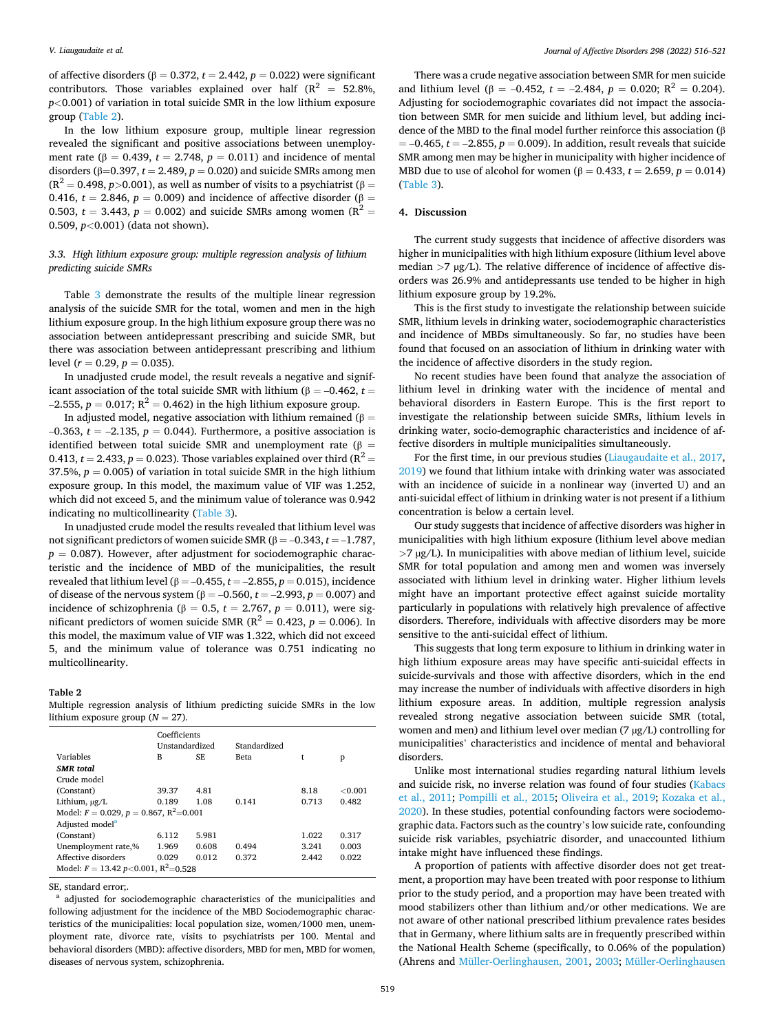of affective disorders (β = 0.372, $t = 2.442$, $p = 0.022$) were significant contributors. Those variables explained over half ($R^2$ = 52.8%, $p<0.001$) of variation in total suicide SMR in the low lithium exposure group (Table 2).

In the low lithium exposure group, multiple linear regression revealed the significant and positive associations between unemployment rate (β = 0.439, $t = 2.748$, $p = 0.011$) and incidence of mental disorders (β=0.397, $t = 2.489$, $p = 0.020$) and suicide SMRs among men ($R^2 = 0.498$, $p>0.001$), as well as number of visits to a psychiatrist (β = 0.416, $t = 2.846$, $p = 0.009$) and incidence of affective disorder (β = 0.503, $t = 3.443$, $p = 0.002$) and suicide SMRs among women ($R^2 = 0.509$, $p<0.001$) (data not shown).

### 3.3. High lithium exposure group: multiple regression analysis of lithium predicting suicide SMRs

Table 3 demonstrate the results of the multiple linear regression analysis of the suicide SMR for the total, women and men in the high lithium exposure group. In the high lithium exposure group there was no association between antidepressant prescribing and suicide SMR, but there was association between antidepressant prescribing and lithium level ($r = 0.29$, $p = 0.035$).

In unadjusted crude model, the result reveals a negative and significant association of the total suicide SMR with lithium (β = –0.462, $t$ = –2.555, $p = 0.017$; $R^2 = 0.462$) in the high lithium exposure group.

In adjusted model, negative association with lithium remained (β = –0.363, $t$ = –2.135, $p = 0.044$). Furthermore, a positive association is identified between total suicide SMR and unemployment rate (β = 0.413, $t = 2.433$, $p = 0.023$). Those variables explained over third ($R^2$ = 37.5%, $p = 0.005$) of variation in total suicide SMR in the high lithium exposure group. In this model, the maximum value of VIF was 1.252, which did not exceed 5, and the minimum value of tolerance was 0.942 indicating no multicollinearity (Table 3).

In unadjusted crude model the results revealed that lithium level was not significant predictors of women suicide SMR (β = –0.343, $t$ = –1.787, $p = 0.087$). However, after adjustment for sociodemographic characteristic and the incidence of MBD of the municipalities, the result revealed that lithium level (β = –0.455, $t$ = –2.855, $p = 0.015$), incidence of disease of the nervous system (β = –0.560, $t$ = –2.993, $p = 0.007$) and incidence of schizophrenia (β = 0.5, $t = 2.767$, $p = 0.011$), were significant predictors of women suicide SMR ($R^2 = 0.423$, $p = 0.006$). In this model, the maximum value of VIF was 1.322, which did not exceed 5, and the minimum value of tolerance was 0.751 indicating no multicollinearity.

**Table 2**
Multiple regression analysis of lithium predicting suicide SMRs in the low lithium exposure group ($N = 27$).

| Variables | Coefficients Unstandardized B | SE | Standardized Beta | t | p |
|---|---|---|---|---|---|
| ***SMR total*** | | | | | |
| Crude model | | | | | |
| (Constant) | 39.37 | 4.81 | | 8.18 | <0.001 |
| Lithium, μg/L | 0.189 | 1.08 | 0.141 | 0.713 | 0.482 |
| Model: $F = 0.029$, $p = 0.867$, $R^2$=0.001 | | | | | |
| Adjusted model[a] | | | | | |
| (Constant) | 6.112 | 5.981 | | 1.022 | 0.317 |
| Unemployment rate,% | 1.969 | 0.608 | 0.494 | 3.241 | 0.003 |
| Affective disorders | 0.029 | 0.012 | 0.372 | 2.442 | 0.022 |
| Model: $F = 13.42$ $p<0.001$, $R^2$=0.528 | | | | | |

SE, standard error;.
[a] adjusted for sociodemographic characteristics of the municipalities and following adjustment for the incidence of the MBD Sociodemographic characteristics of the municipalities: local population size, women/1000 men, unemployment rate, divorce rate, visits to psychiatrists per 100. Mental and behavioral disorders (MBD): affective disorders, MBD for men, MBD for women, diseases of nervous system, schizophrenia.

There was a crude negative association between SMR for men suicide and lithium level (β = –0.452, $t$ = –2.484, $p = 0.020$; $R^2 = 0.204$). Adjusting for sociodemographic covariates did not impact the association between SMR for men suicide and lithium level, but adding incidence of the MBD to the final model further reinforce this association (β = –0.465, $t$ = –2.855, $p = 0.009$). In addition, result reveals that suicide SMR among men may be higher in municipality with higher incidence of MBD due to use of alcohol for women (β = 0.433, $t = 2.659$, $p = 0.014$) (Table 3).

## 4. Discussion

The current study suggests that incidence of affective disorders was higher in municipalities with high lithium exposure (lithium level above median >7 μg/L). The relative difference of incidence of affective disorders was 26.9% and antidepressants use tended to be higher in high lithium exposure group by 19.2%.

This is the first study to investigate the relationship between suicide SMR, lithium levels in drinking water, sociodemographic characteristics and incidence of MBDs simultaneously. So far, no studies have been found that focused on an association of lithium in drinking water with the incidence of affective disorders in the study region.

No recent studies have been found that analyze the association of lithium level in drinking water with the incidence of mental and behavioral disorders in Eastern Europe. This is the first report to investigate the relationship between suicide SMRs, lithium levels in drinking water, socio-demographic characteristics and incidence of affective disorders in multiple municipalities simultaneously.

For the first time, in our previous studies (Liaugaudaite et al., 2017, 2019) we found that lithium intake with drinking water was associated with an incidence of suicide in a nonlinear way (inverted U) and an anti-suicidal effect of lithium in drinking water is not present if a lithium concentration is below a certain level.

Our study suggests that incidence of affective disorders was higher in municipalities with high lithium exposure (lithium level above median >7 μg/L). In municipalities with above median of lithium level, suicide SMR for total population and among men and women was inversely associated with lithium level in drinking water. Higher lithium levels might have an important protective effect against suicide mortality particularly in populations with relatively high prevalence of affective disorders. Therefore, individuals with affective disorders may be more sensitive to the anti-suicidal effect of lithium.

This suggests that long term exposure to lithium in drinking water in high lithium exposure areas may have specific anti-suicidal effects in suicide-survivals and those with affective disorders, which in the end may increase the number of individuals with affective disorders in high lithium exposure areas. In addition, multiple regression analysis revealed strong negative association between suicide SMR (total, women and men) and lithium level over median (7 μg/L) controlling for municipalities' characteristics and incidence of mental and behavioral disorders.

Unlike most international studies regarding natural lithium levels and suicide risk, no inverse relation was found of four studies (Kabacs et al., 2011; Pompili et al., 2015; Oliveira et al., 2019; Kozaka et al., 2020). In these studies, potential confounding factors were sociodemographic data. Factors such as the country's low suicide rate, confounding suicide risk variables, psychiatric disorder, and unaccounted lithium intake might have influenced these findings.

A proportion of patients with affective disorder does not get treatment, a proportion may have been treated with poor response to lithium prior to the study period, and a proportion may have been treated with mood stabilizers other than lithium and/or other medications. We are not aware of other national prescribed lithium prevalence rates besides that in Germany, where lithium salts are in frequently prescribed within the National Health Scheme (specifically, to 0.06% of the population) (Ahrens and Müller-Oerlinghausen, 2001, 2003; Müller-Oerlinghausen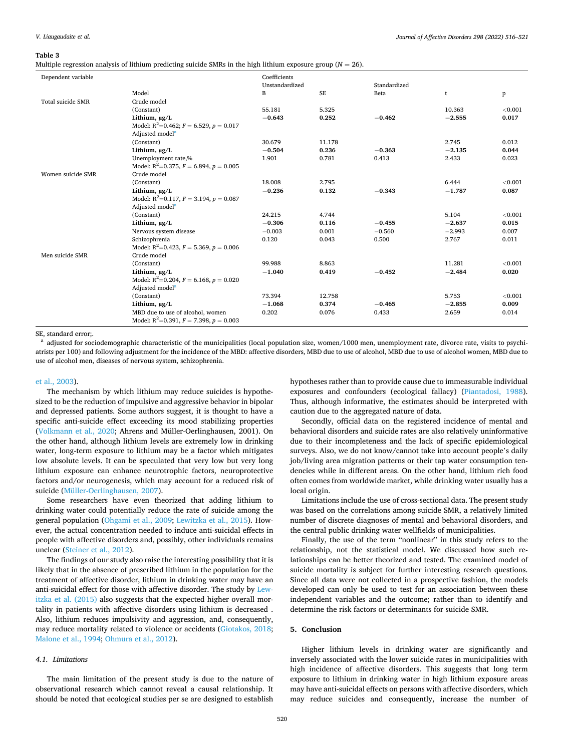**Table 3**
Multiple regression analysis of lithium predicting suicide SMRs in the high lithium exposure group ($N = 26$).

| Dependent variable | Model | Coefficients Unstandardized B | SE | Standardized Beta | t | p |
|---|---|---|---|---|---|---|
| Total suicide SMR | Crude model | | | | | |
| | (Constant) | 55.181 | 5.325 | | 10.363 | <0.001 |
| | **Lithium, µg/L** | **−0.643** | **0.252** | **−0.462** | **−2.555** | **0.017** |
| | Model: $R^2$=0.462; $F = 6.529$, $p = 0.017$ | | | | | |
| | Adjusted model[a] | | | | | |
| | (Constant) | 30.679 | 11.178 | | 2.745 | 0.012 |
| | **Lithium, µg/L** | **−0.504** | **0.236** | **−0.363** | **−2.135** | **0.044** |
| | Unemployment rate,% | 1.901 | 0.781 | 0.413 | 2.433 | 0.023 |
| | Model: $R^2$=0.375, $F = 6.894$, $p = 0.005$ | | | | | |
| Women suicide SMR | Crude model | | | | | |
| | (Constant) | 18.008 | 2.795 | | 6.444 | <0.001 |
| | **Lithium, µg/L** | **−0.236** | **0.132** | **−0.343** | **−1.787** | **0.087** |
| | Model: $R^2$=0.117, $F = 3.194$, $p = 0.087$ | | | | | |
| | Adjusted model[a] | | | | | |
| | (Constant) | 24.215 | 4.744 | | 5.104 | <0.001 |
| | **Lithium, µg/L** | **−0.306** | **0.116** | **−0.455** | **−2.637** | **0.015** |
| | Nervous system disease | −0.003 | 0.001 | −0.560 | −2.993 | 0.007 |
| | Schizophrenia | 0.120 | 0.043 | 0.500 | 2.767 | 0.011 |
| | Model: $R^2$=0.423, $F = 5.369$, $p = 0.006$ | | | | | |
| Men suicide SMR | Crude model | | | | | |
| | (Constant) | 99.988 | 8.863 | | 11.281 | <0.001 |
| | **Lithium, µg/L** | **−1.040** | **0.419** | **−0.452** | **−2.484** | **0.020** |
| | Model: $R^2$=0.204, $F = 6.168$, $p = 0.020$ | | | | | |
| | Adjusted model[a] | | | | | |
| | (Constant) | 73.394 | 12.758 | | 5.753 | <0.001 |
| | **Lithium, µg/L** | **−1.068** | **0.374** | **−0.465** | **−2.855** | **0.009** |
| | MBD due to use of alcohol, women | 0.202 | 0.076 | 0.433 | 2.659 | 0.014 |
| | Model: $R^2$=0.391, $F = 7.398$, $p = 0.003$ | | | | | |

SE, standard error;.

[a] adjusted for sociodemographic characteristic of the municipalities (local population size, women/1000 men, unemployment rate, divorce rate, visits to psychiatrists per 100) and following adjustment for the incidence of the MBD: affective disorders, MBD due to use of alcohol, MBD due to use of alcohol women, MBD due to use of alcohol men, diseases of nervous system, schizophrenia.

et al., 2003).

The mechanism by which lithium may reduce suicides is hypothesized to be the reduction of impulsive and aggressive behavior in bipolar and depressed patients. Some authors suggest, it is thought to have a specific anti-suicide effect exceeding its mood stabilizing properties (Volkmann et al., 2020; Ahrens and Müller-Oerlinghausen, 2001). On the other hand, although lithium levels are extremely low in drinking water, long-term exposure to lithium may be a factor which mitigates low absolute levels. It can be speculated that very low but very long lithium exposure can enhance neurotrophic factors, neuroprotective factors and/or neurogenesis, which may account for a reduced risk of suicide (Müller-Oerlinghausen, 2007).

Some researchers have even theorized that adding lithium to drinking water could potentially reduce the rate of suicide among the general population (Ohgami et al., 2009; Lewitzka et al., 2015). However, the actual concentration needed to induce anti-suicidal effects in people with affective disorders and, possibly, other individuals remains unclear (Steiner et al., 2012).

The findings of our study also raise the interesting possibility that it is likely that in the absence of prescribed lithium in the population for the treatment of affective disorder, lithium in drinking water may have an anti-suicidal effect for those with affective disorder. The study by Lewitzka et al. (2015) also suggests that the expected higher overall mortality in patients with affective disorders using lithium is decreased . Also, lithium reduces impulsivity and aggression, and, consequently, may reduce mortality related to violence or accidents (Giotakos, 2018; Malone et al., 1994; Ohmura et al., 2012).

### 4.1. Limitations

The main limitation of the present study is due to the nature of observational research which cannot reveal a causal relationship. It should be noted that ecological studies per se are designed to establish hypotheses rather than to provide cause due to immeasurable individual exposures and confounders (ecological fallacy) (Piantadosi, 1988). Thus, although informative, the estimates should be interpreted with caution due to the aggregated nature of data.

Secondly, official data on the registered incidence of mental and behavioral disorders and suicide rates are also relatively uninformative due to their incompleteness and the lack of specific epidemiological surveys. Also, we do not know/cannot take into account people's daily job/living area migration patterns or their tap water consumption tendencies while in different areas. On the other hand, lithium rich food often comes from worldwide market, while drinking water usually has a local origin.

Limitations include the use of cross-sectional data. The present study was based on the correlations among suicide SMR, a relatively limited number of discrete diagnoses of mental and behavioral disorders, and the central public drinking water wellfields of municipalities.

Finally, the use of the term "nonlinear" in this study refers to the relationship, not the statistical model. We discussed how such relationships can be better theorized and tested. The examined model of suicide mortality is subject for further interesting research questions. Since all data were not collected in a prospective fashion, the models developed can only be used to test for an association between these independent variables and the outcome; rather than to identify and determine the risk factors or determinants for suicide SMR.

## 5. Conclusion

Higher lithium levels in drinking water are significantly and inversely associated with the lower suicide rates in municipalities with high incidence of affective disorders. This suggests that long term exposure to lithium in drinking water in high lithium exposure areas may have anti-suicidal effects on persons with affective disorders, which may reduce suicides and consequently, increase the number of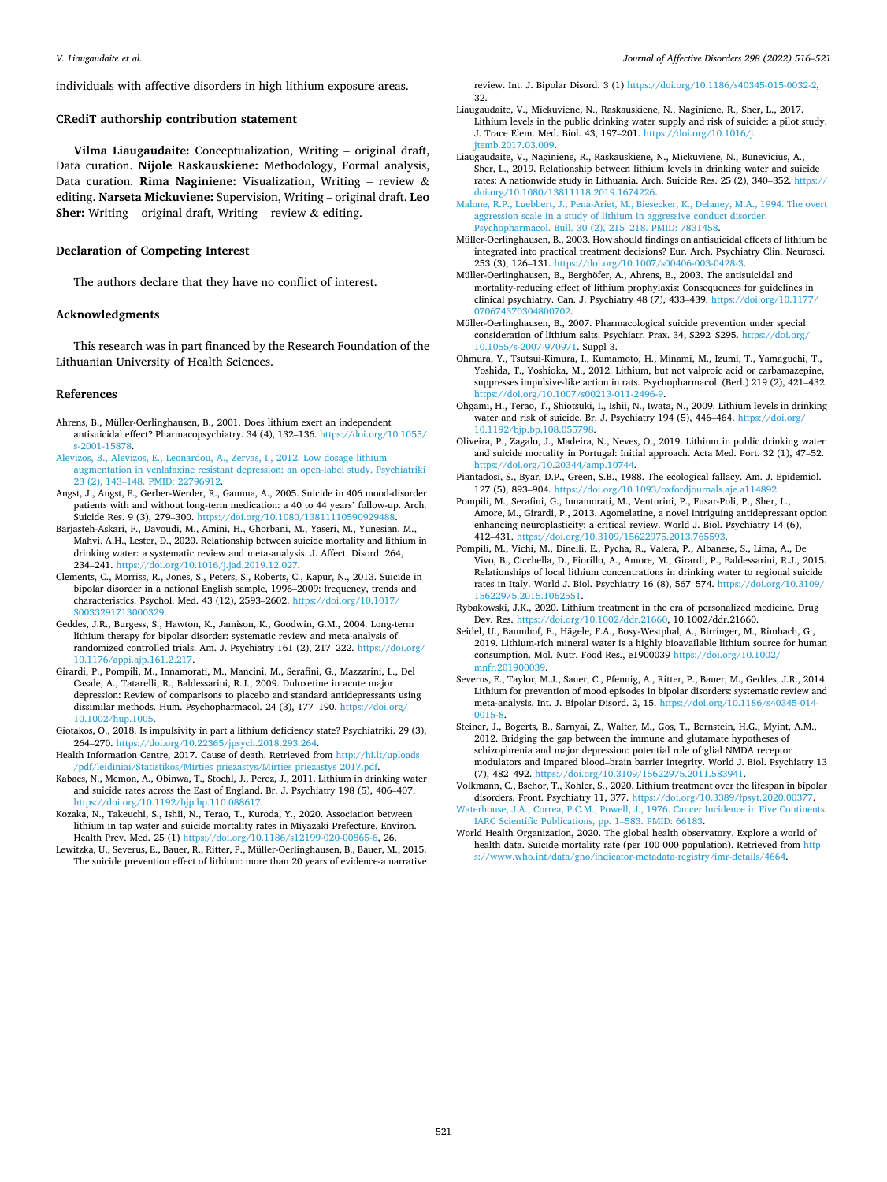individuals with affective disorders in high lithium exposure areas.

## CRediT authorship contribution statement

**Vilma Liaugaudaite:** Conceptualization, Writing – original draft, Data curation. **Nijole Raskauskiene:** Methodology, Formal analysis, Data curation. **Rima Naginiene:** Visualization, Writing – review & editing. **Narseta Mickuviene:** Supervision, Writing – original draft. **Leo Sher:** Writing – original draft, Writing – review & editing.

## Declaration of Competing Interest

The authors declare that they have no conflict of interest.

## Acknowledgments

This research was in part financed by the Research Foundation of the Lithuanian University of Health Sciences.

## References

Ahrens, B., Müller-Oerlinghausen, B., 2001. Does lithium exert an independent antisuicidal effect? Pharmacopsychiatry. 34 (4), 132–136. https://doi.org/10.1055/s-2001-15878.

Alevizos, B., Alevizos, E., Leonardou, A., Zervas, I., 2012. Low dosage lithium augmentation in venlafaxine resistant depression: an open-label study. Psychiatriki 23 (2), 143–148. PMID: 22796912.

Angst, J., Angst, F., Gerber-Werder, R., Gamma, A., 2005. Suicide in 406 mood-disorder patients with and without long-term medication: a 40 to 44 years' follow-up. Arch. Suicide Res. 9 (3), 279–300. https://doi.org/10.1080/13811110590929488.

Barjasteh-Askari, F., Davoudi, M., Amini, H., Ghorbani, M., Yaseri, M., Yunesian, M., Mahvi, A.H., Lester, D., 2020. Relationship between suicide mortality and lithium in drinking water: a systematic review and meta-analysis. J. Affect. Disord. 264, 234–241. https://doi.org/10.1016/j.jad.2019.12.027.

Clements, C., Morriss, R., Jones, S., Peters, S., Roberts, C., Kapur, N., 2013. Suicide in bipolar disorder in a national English sample, 1996–2009: frequency, trends and characteristics. Psychol. Med. 43 (12), 2593–2602. https://doi.org/10.1017/S0033291713000329.

Geddes, J.R., Burgess, S., Hawton, K., Jamison, K., Goodwin, G.M., 2004. Long-term lithium therapy for bipolar disorder: systematic review and meta-analysis of randomized controlled trials. Am. J. Psychiatry 161 (2), 217–222. https://doi.org/10.1176/appi.ajp.161.2.217.

Girardi, P., Pompili, M., Innamorati, M., Mancini, M., Serafini, G., Mazzarini, L., Del Casale, A., Tatarelli, R., Baldessarini, R.J., 2009. Duloxetine in acute major depression: Review of comparisons to placebo and standard antidepressants using dissimilar methods. Hum. Psychopharmacol. 24 (3), 177–190. https://doi.org/10.1002/hup.1005.

Giotakos, O., 2018. Is impulsivity in part a lithium deficiency state? Psychiatriki. 29 (3), 264–270. https://doi.org/10.22365/jpsych.2018.293.264.

Health Information Centre, 2017. Cause of death. Retrieved from http://hi.lt/uploads/pdf/leidiniai/Statistikos/Mirties_priezastys/Mirties_priezastys_2017.pdf.

Kabacs, N., Memon, A., Obinwa, T., Stochl, J., Perez, J., 2011. Lithium in drinking water and suicide rates across the East of England. Br. J. Psychiatry 198 (5), 406–407. https://doi.org/10.1192/bjp.bp.110.088617.

Kozaka, N., Takeuchi, S., Ishii, N., Terao, T., Kuroda, Y., 2020. Association between lithium in tap water and suicide mortality rates in Miyazaki Prefecture. Environ. Health Prev. Med. 25 (1) https://doi.org/10.1186/s12199-020-00865-6, 26.

Lewitzka, U., Severus, E., Bauer, R., Ritter, P., Müller-Oerlinghausen, B., Bauer, M., 2015. The suicide prevention effect of lithium: more than 20 years of evidence-a narrative review. Int. J. Bipolar Disord. 3 (1) https://doi.org/10.1186/s40345-015-0032-2, 32.

Liaugaudaite, V., Mickuviene, N., Raskauskiene, N., Naginiene, R., Sher, L., 2017. Lithium levels in the public drinking water supply and risk of suicide: a pilot study. J. Trace Elem. Med. Biol. 43, 197–201. https://doi.org/10.1016/j.jtemb.2017.03.009.

Liaugaudaite, V., Naginiene, R., Raskauskiene, N., Mickuviene, N., Bunevicius, A., Sher, L., 2019. Relationship between lithium levels in drinking water and suicide rates: A nationwide study in Lithuania. Arch. Suicide Res. 25 (2), 340–352. https://doi.org/10.1080/13811118.2019.1674226.

Malone, R.P., Luebbert, J., Pena-Ariet, M., Biesecker, K., Delaney, M.A., 1994. The overt aggression scale in a study of lithium in aggressive conduct disorder. Psychopharmacol. Bull. 30 (2), 215–218. PMID: 7831458.

Müller-Oerlinghausen, B., 2003. How should findings on antisuicidal effects of lithium be integrated into practical treatment decisions? Eur. Arch. Psychiatry Clin. Neurosci. 253 (3), 126–131. https://doi.org/10.1007/s00406-003-0428-3.

Müller-Oerlinghausen, B., Berghöfer, A., Ahrens, B., 2003. The antisuicidal and mortality-reducing effect of lithium prophylaxis: Consequences for guidelines in clinical psychiatry. Can. J. Psychiatry 48 (7), 433–439. https://doi.org/10.1177/070674370304800702.

Müller-Oerlinghausen, B., 2007. Pharmacological suicide prevention under special consideration of lithium salts. Psychiatr. Prax. 34, S292–S295. https://doi.org/10.1055/s-2007-970971. Suppl 3.

Ohmura, Y., Tsutsui-Kimura, I., Kumamoto, H., Minami, M., Izumi, T., Yamaguchi, T., Yoshida, T., Yoshioka, M., 2012. Lithium, but not valproic acid or carbamazepine, suppresses impulsive-like action in rats. Psychopharmacol. (Berl.) 219 (2), 421–432. https://doi.org/10.1007/s00213-011-2496-9.

Ohgami, H., Terao, T., Shiotsuki, I., Ishii, N., Iwata, N., 2009. Lithium levels in drinking water and risk of suicide. Br. J. Psychiatry 194 (5), 446–464. https://doi.org/10.1192/bjp.bp.108.055798.

Oliveira, P., Zagalo, J., Madeira, N., Neves, O., 2019. Lithium in public drinking water and suicide mortality in Portugal: Initial approach. Acta Med. Port. 32 (1), 47–52. https://doi.org/10.20344/amp.10744.

Piantadosi, S., Byar, D.P., Green, S.B., 1988. The ecological fallacy. Am. J. Epidemiol. 127 (5), 893–904. https://doi.org/10.1093/oxfordjournals.aje.a114892.

Pompili, M., Serafini, G., Innamorati, M., Venturini, P., Fusar-Poli, P., Sher, L., Amore, M., Girardi, P., 2013. Agomelatine, a novel intriguing antidepressant option enhancing neuroplasticity: a critical review. World J. Biol. Psychiatry 14 (6), 412–431. https://doi.org/10.3109/15622975.2013.765593.

Pompili, M., Vichi, M., Dinelli, E., Pycha, R., Valera, P., Albanese, S., Lima, A., De Vivo, B., Cicchella, D., Fiorillo, A., Amore, M., Girardi, P., Baldessarini, R.J., 2015. Relationships of local lithium concentrations in drinking water to regional suicide rates in Italy. World J. Biol. Psychiatry 16 (8), 567–574. https://doi.org/10.3109/15622975.2015.1062551.

Rybakowski, J.K., 2020. Lithium treatment in the era of personalized medicine. Drug Dev. Res. https://doi.org/10.1002/ddr.21660, 10.1002/ddr.21660.

Seidel, U., Baumhof, E., Hägele, F.A., Bosy-Westphal, A., Birringer, M., Rimbach, G., 2019. Lithium-rich mineral water is a highly bioavailable lithium source for human consumption. Mol. Nutr. Food Res., e1900039 https://doi.org/10.1002/mnfr.201900039.

Severus, E., Taylor, M.J., Sauer, C., Pfennig, A., Ritter, P., Bauer, M., Geddes, J.R., 2014. Lithium for prevention of mood episodes in bipolar disorders: systematic review and meta-analysis. Int. J. Bipolar Disord. 2, 15. https://doi.org/10.1186/s40345-014-0015-8.

Steiner, J., Bogerts, B., Sarnyai, Z., Walter, M., Gos, T., Bernstein, H.G., Myint, A.M., 2012. Bridging the gap between the immune and glutamate hypotheses of schizophrenia and major depression: potential role of glial NMDA receptor modulators and impared blood–brain barrier integrity. World J. Biol. Psychiatry 13 (7), 482–492. https://doi.org/10.3109/15622975.2011.583941.

Volkmann, C., Bschor, T., Köhler, S., 2020. Lithium treatment over the lifespan in bipolar disorders. Front. Psychiatry 11, 377. https://doi.org/10.3389/fpsyt.2020.00377.

Waterhouse, J.A., Correa, P.C.M., Powell, J., 1976. Cancer Incidence in Five Continents. IARC Scientific Publications, pp. 1–583. PMID: 66183.

World Health Organization, 2020. The global health observatory. Explore a world of health data. Suicide mortality rate (per 100 000 population). Retrieved from https://www.who.int/data/gho/indicator-metadata-registry/imr-details/4664.